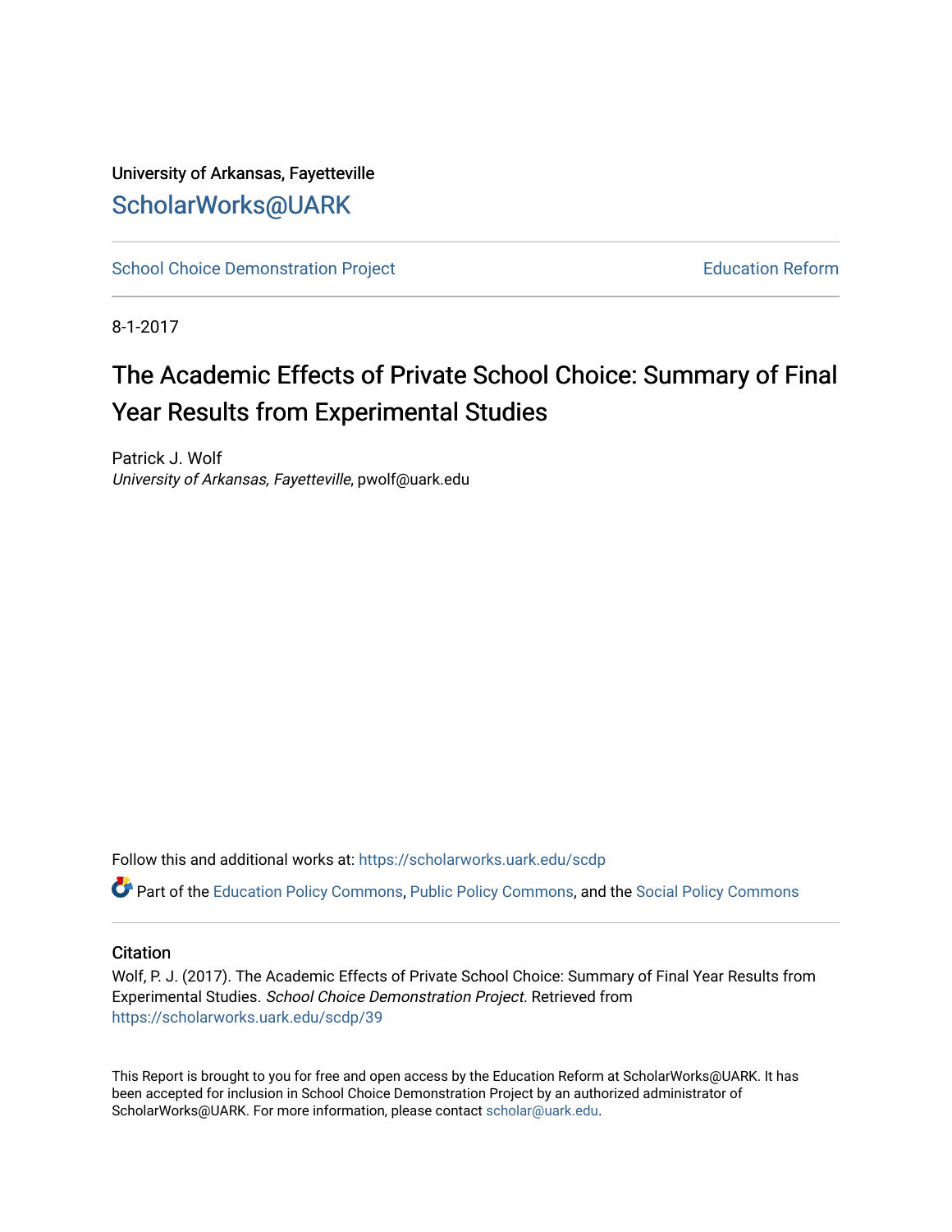University of Arkansas, Fayetteville

ScholarWorks@UARK

School Choice Demonstration Project | Education Reform

8-1-2017

# The Academic Effects of Private School Choice: Summary of Final Year Results from Experimental Studies

Patrick J. Wolf
*University of Arkansas, Fayetteville*, pwolf@uark.edu

Follow this and additional works at: https://scholarworks.uark.edu/scdp

Part of the Education Policy Commons, Public Policy Commons, and the Social Policy Commons

## Citation

Wolf, P. J. (2017). The Academic Effects of Private School Choice: Summary of Final Year Results from Experimental Studies. *School Choice Demonstration Project*. Retrieved from https://scholarworks.uark.edu/scdp/39

This Report is brought to you for free and open access by the Education Reform at ScholarWorks@UARK. It has been accepted for inclusion in School Choice Demonstration Project by an authorized administrator of ScholarWorks@UARK. For more information, please contact scholar@uark.edu.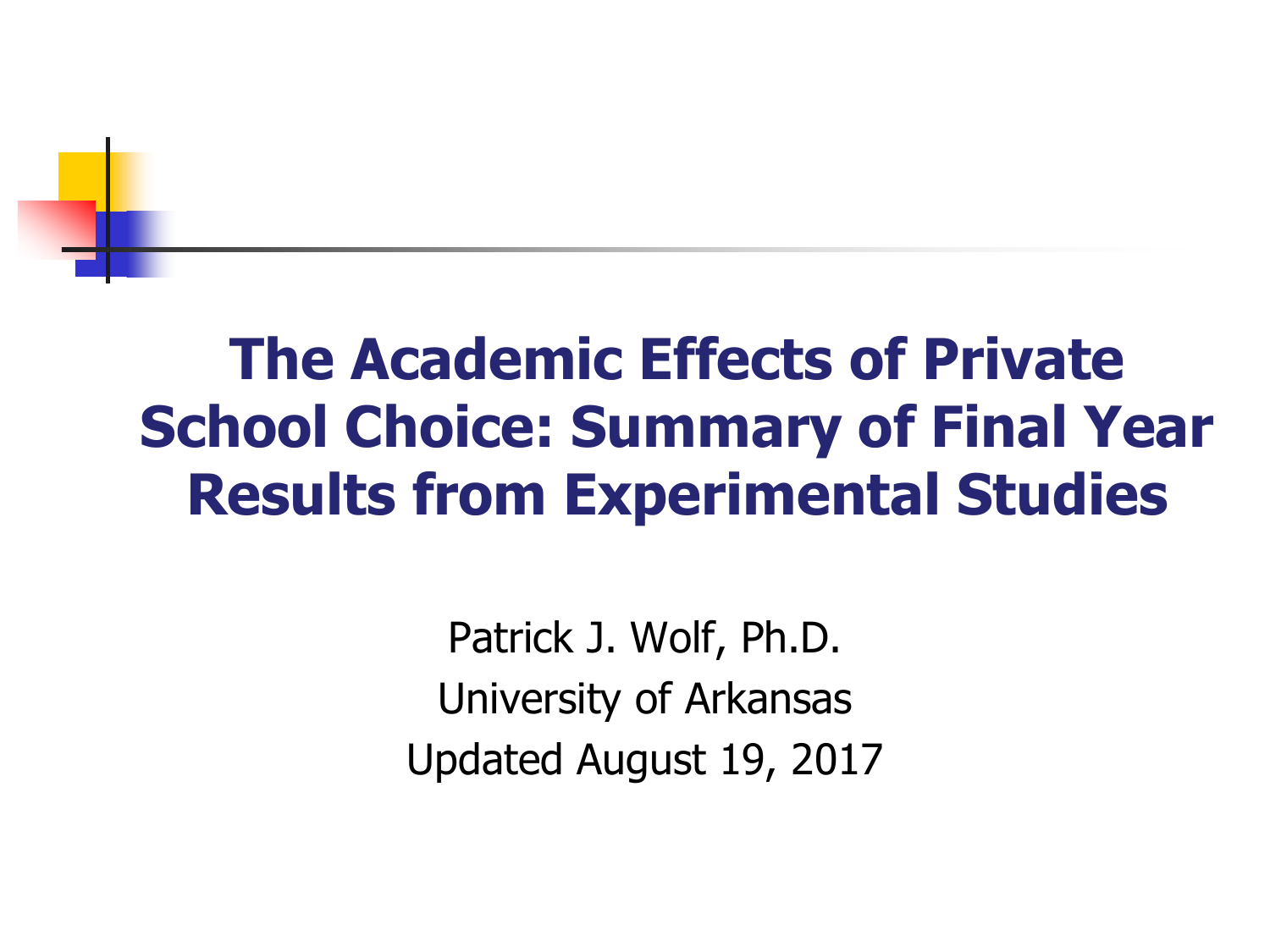# The Academic Effects of Private School Choice: Summary of Final Year Results from Experimental Studies

Patrick J. Wolf, Ph.D.

University of Arkansas

Updated August 19, 2017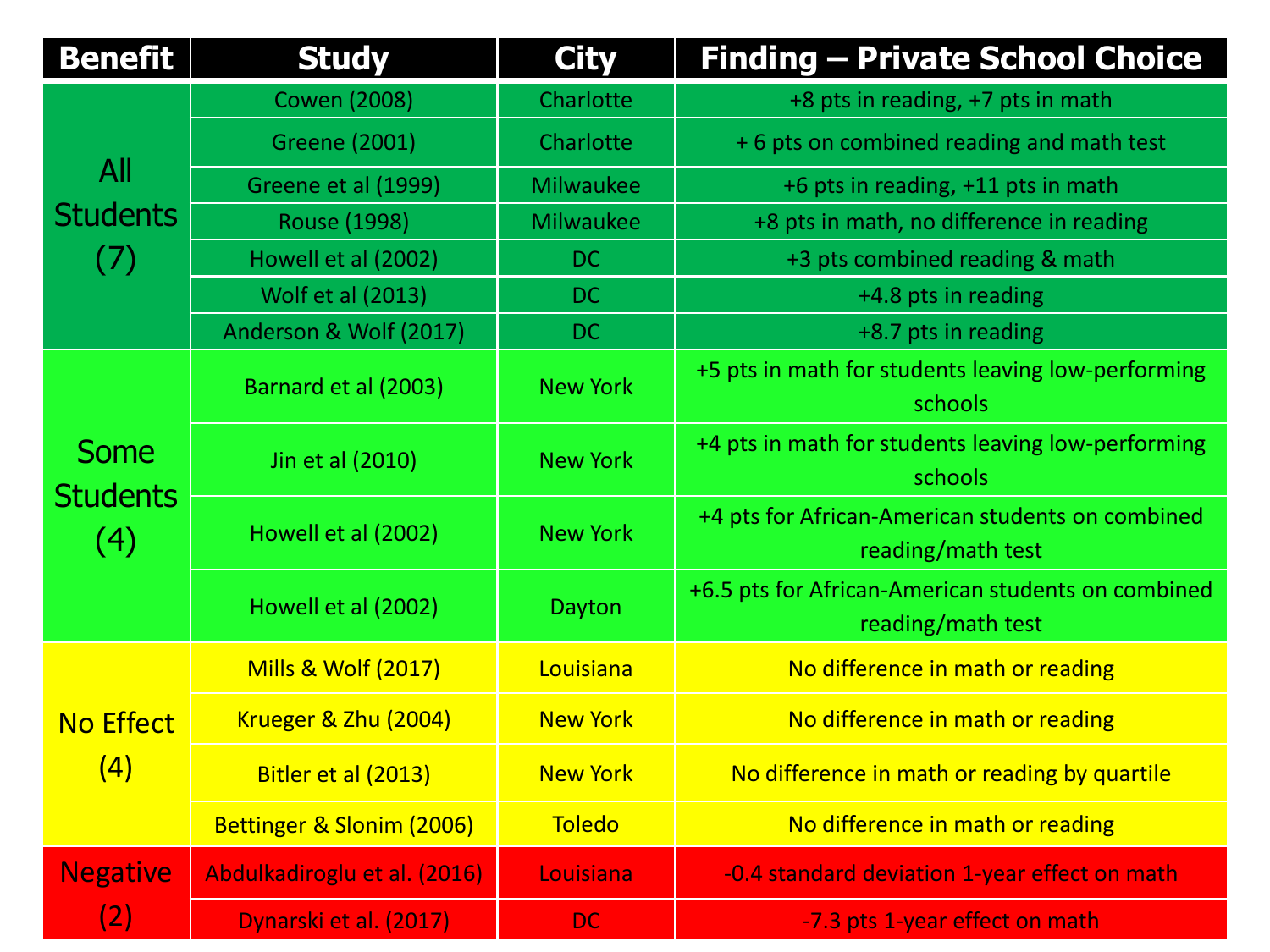| Benefit | Study | City | Finding – Private School Choice |
|---|---|---|---|
| All Students (7) | Cowen (2008) | Charlotte | +8 pts in reading, +7 pts in math |
| | Greene (2001) | Charlotte | + 6 pts on combined reading and math test |
| | Greene et al (1999) | Milwaukee | +6 pts in reading, +11 pts in math |
| | Rouse (1998) | Milwaukee | +8 pts in math, no difference in reading |
| | Howell et al (2002) | DC | +3 pts combined reading & math |
| | Wolf et al (2013) | DC | +4.8 pts in reading |
| | Anderson & Wolf (2017) | DC | +8.7 pts in reading |
| Some Students (4) | Barnard et al (2003) | New York | +5 pts in math for students leaving low-performing schools |
| | Jin et al (2010) | New York | +4 pts in math for students leaving low-performing schools |
| | Howell et al (2002) | New York | +4 pts for African-American students on combined reading/math test |
| | Howell et al (2002) | Dayton | +6.5 pts for African-American students on combined reading/math test |
| No Effect (4) | Mills & Wolf (2017) | Louisiana | No difference in math or reading |
| | Krueger & Zhu (2004) | New York | No difference in math or reading |
| | Bitler et al (2013) | New York | No difference in math or reading by quartile |
| | Bettinger & Slonim (2006) | Toledo | No difference in math or reading |
| Negative (2) | Abdulkadiroglu et al. (2016) | Louisiana | -0.4 standard deviation 1-year effect on math |
| | Dynarski et al. (2017) | DC | -7.3 pts 1-year effect on math |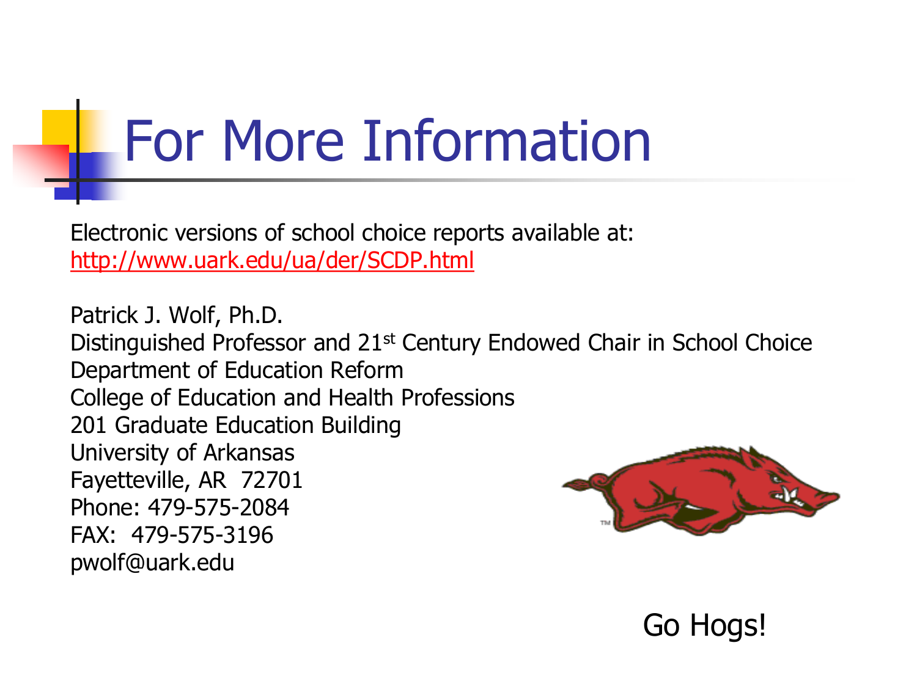# For More Information

Electronic versions of school choice reports available at:
http://www.uark.edu/ua/der/SCDP.html

Patrick J. Wolf, Ph.D.
Distinguished Professor and 21st Century Endowed Chair in School Choice
Department of Education Reform
College of Education and Health Professions
201 Graduate Education Building
University of Arkansas
Fayetteville, AR 72701
Phone: 479-575-2084
FAX: 479-575-3196
pwolf@uark.edu

Go Hogs!